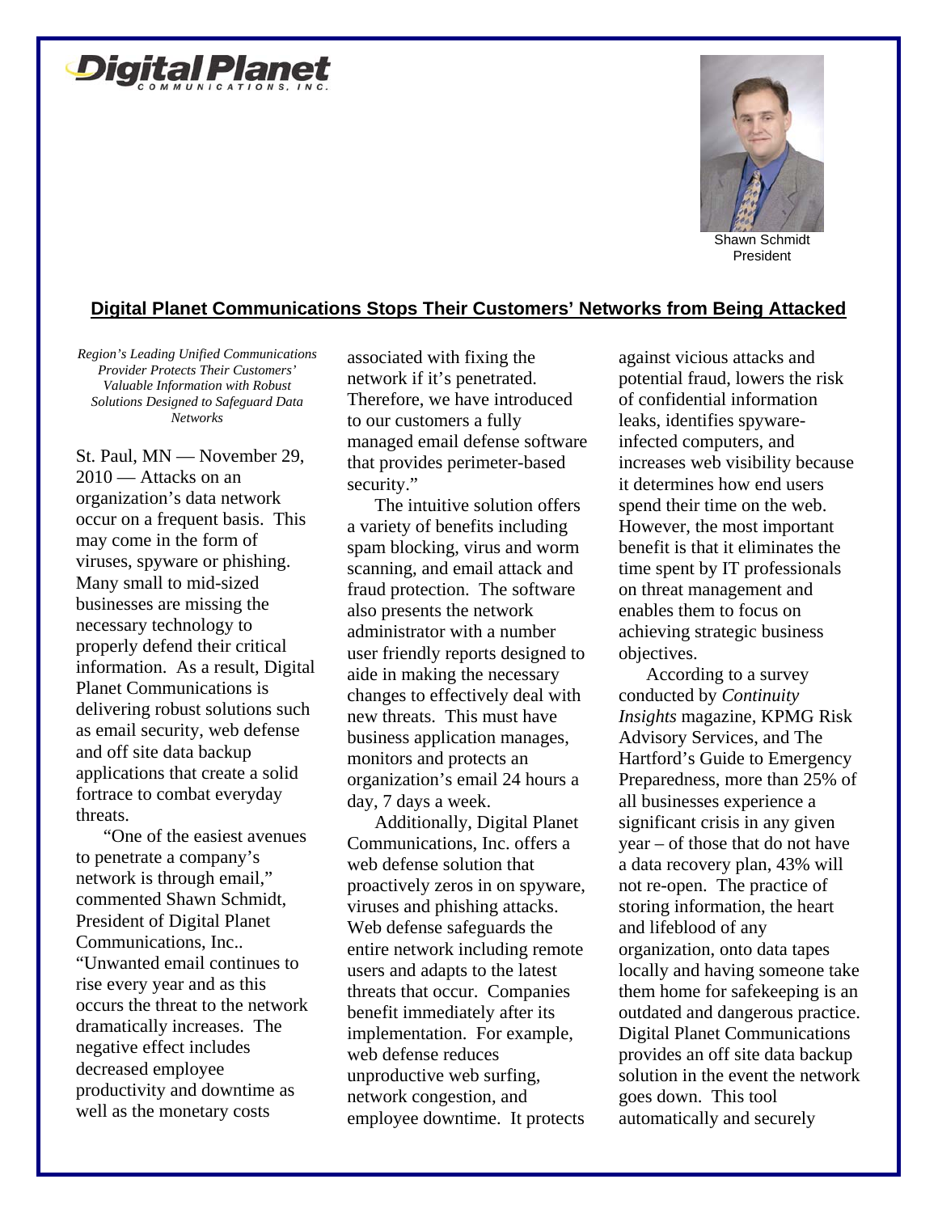**Digital Planet**
COMMUNICATIONS, INC.

Shawn Schmidt
President

## Digital Planet Communications Stops Their Customers' Networks from Being Attacked

*Region's Leading Unified Communications Provider Protects Their Customers' Valuable Information with Robust Solutions Designed to Safeguard Data Networks*

St. Paul, MN — November 29, 2010 — Attacks on an organization's data network occur on a frequent basis. This may come in the form of viruses, spyware or phishing. Many small to mid-sized businesses are missing the necessary technology to properly defend their critical information. As a result, Digital Planet Communications is delivering robust solutions such as email security, web defense and off site data backup applications that create a solid fortrace to combat everyday threats.

"One of the easiest avenues to penetrate a company's network is through email," commented Shawn Schmidt, President of Digital Planet Communications, Inc.. "Unwanted email continues to rise every year and as this occurs the threat to the network dramatically increases. The negative effect includes decreased employee productivity and downtime as well as the monetary costs associated with fixing the network if it's penetrated. Therefore, we have introduced to our customers a fully managed email defense software that provides perimeter-based security."

The intuitive solution offers a variety of benefits including spam blocking, virus and worm scanning, and email attack and fraud protection. The software also presents the network administrator with a number user friendly reports designed to aide in making the necessary changes to effectively deal with new threats. This must have business application manages, monitors and protects an organization's email 24 hours a day, 7 days a week.

Additionally, Digital Planet Communications, Inc. offers a web defense solution that proactively zeros in on spyware, viruses and phishing attacks. Web defense safeguards the entire network including remote users and adapts to the latest threats that occur. Companies benefit immediately after its implementation. For example, web defense reduces unproductive web surfing, network congestion, and employee downtime. It protects against vicious attacks and potential fraud, lowers the risk of confidential information leaks, identifies spyware-infected computers, and increases web visibility because it determines how end users spend their time on the web. However, the most important benefit is that it eliminates the time spent by IT professionals on threat management and enables them to focus on achieving strategic business objectives.

According to a survey conducted by *Continuity Insights* magazine, KPMG Risk Advisory Services, and The Hartford's Guide to Emergency Preparedness, more than 25% of all businesses experience a significant crisis in any given year – of those that do not have a data recovery plan, 43% will not re-open. The practice of storing information, the heart and lifeblood of any organization, onto data tapes locally and having someone take them home for safekeeping is an outdated and dangerous practice. Digital Planet Communications provides an off site data backup solution in the event the network goes down. This tool automatically and securely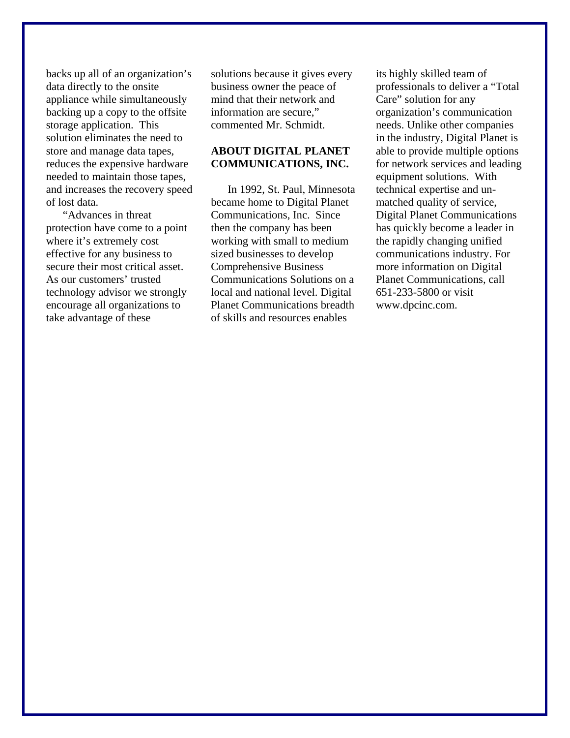backs up all of an organization's data directly to the onsite appliance while simultaneously backing up a copy to the offsite storage application. This solution eliminates the need to store and manage data tapes, reduces the expensive hardware needed to maintain those tapes, and increases the recovery speed of lost data.

"Advances in threat protection have come to a point where it's extremely cost effective for any business to secure their most critical asset. As our customers' trusted technology advisor we strongly encourage all organizations to take advantage of these solutions because it gives every business owner the peace of mind that their network and information are secure," commented Mr. Schmidt.

**ABOUT DIGITAL PLANET COMMUNICATIONS, INC.**

In 1992, St. Paul, Minnesota became home to Digital Planet Communications, Inc. Since then the company has been working with small to medium sized businesses to develop Comprehensive Business Communications Solutions on a local and national level. Digital Planet Communications breadth of skills and resources enables its highly skilled team of professionals to deliver a "Total Care" solution for any organization's communication needs. Unlike other companies in the industry, Digital Planet is able to provide multiple options for network services and leading equipment solutions. With technical expertise and un-matched quality of service, Digital Planet Communications has quickly become a leader in the rapidly changing unified communications industry. For more information on Digital Planet Communications, call 651-233-5800 or visit www.dpcinc.com.